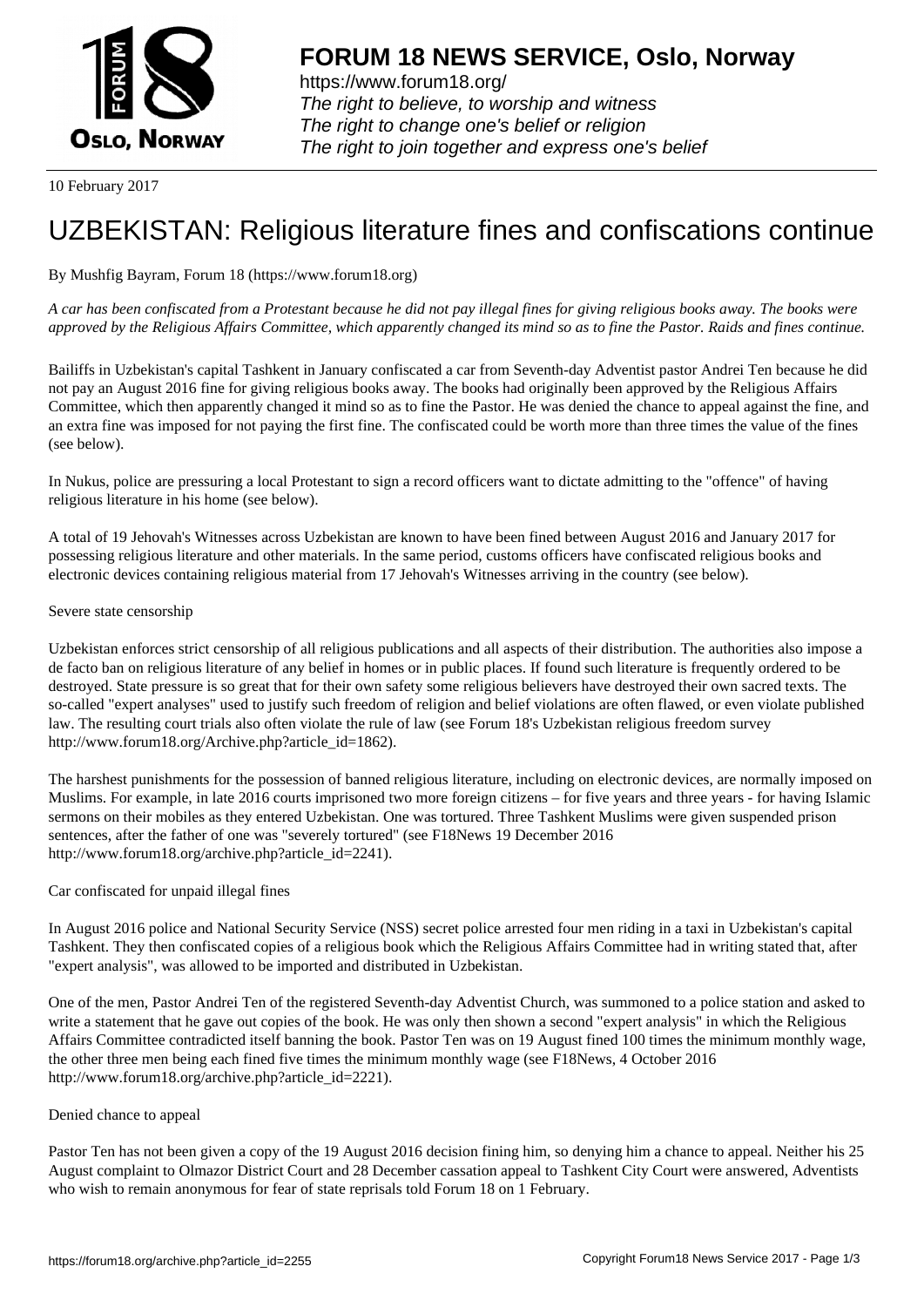# FORUM 18 NEWS SERVICE, Oslo, Norway

https://www.forum18.org/
*The right to believe, to worship and witness*
*The right to change one's belief or religion*
*The right to join together and express one's belief*

10 February 2017

# UZBEKISTAN: Religious literature fines and confiscations continue

By Mushfig Bayram, Forum 18 (https://www.forum18.org)

*A car has been confiscated from a Protestant because he did not pay illegal fines for giving religious books away. The books were approved by the Religious Affairs Committee, which apparently changed its mind so as to fine the Pastor. Raids and fines continue.*

Bailiffs in Uzbekistan's capital Tashkent in January confiscated a car from Seventh-day Adventist pastor Andrei Ten because he did not pay an August 2016 fine for giving religious books away. The books had originally been approved by the Religious Affairs Committee, which then apparently changed it mind so as to fine the Pastor. He was denied the chance to appeal against the fine, and an extra fine was imposed for not paying the first fine. The confiscated could be worth more than three times the value of the fines (see below).

In Nukus, police are pressuring a local Protestant to sign a record officers want to dictate admitting to the "offence" of having religious literature in his home (see below).

A total of 19 Jehovah's Witnesses across Uzbekistan are known to have been fined between August 2016 and January 2017 for possessing religious literature and other materials. In the same period, customs officers have confiscated religious books and electronic devices containing religious material from 17 Jehovah's Witnesses arriving in the country (see below).

Severe state censorship

Uzbekistan enforces strict censorship of all religious publications and all aspects of their distribution. The authorities also impose a de facto ban on religious literature of any belief in homes or in public places. If found such literature is frequently ordered to be destroyed. State pressure is so great that for their own safety some religious believers have destroyed their own sacred texts. The so-called "expert analyses" used to justify such freedom of religion and belief violations are often flawed, or even violate published law. The resulting court trials also often violate the rule of law (see Forum 18's Uzbekistan religious freedom survey http://www.forum18.org/Archive.php?article_id=1862).

The harshest punishments for the possession of banned religious literature, including on electronic devices, are normally imposed on Muslims. For example, in late 2016 courts imprisoned two more foreign citizens – for five years and three years - for having Islamic sermons on their mobiles as they entered Uzbekistan. One was tortured. Three Tashkent Muslims were given suspended prison sentences, after the father of one was "severely tortured" (see F18News 19 December 2016 http://www.forum18.org/archive.php?article_id=2241).

Car confiscated for unpaid illegal fines

In August 2016 police and National Security Service (NSS) secret police arrested four men riding in a taxi in Uzbekistan's capital Tashkent. They then confiscated copies of a religious book which the Religious Affairs Committee had in writing stated that, after "expert analysis", was allowed to be imported and distributed in Uzbekistan.

One of the men, Pastor Andrei Ten of the registered Seventh-day Adventist Church, was summoned to a police station and asked to write a statement that he gave out copies of the book. He was only then shown a second "expert analysis" in which the Religious Affairs Committee contradicted itself banning the book. Pastor Ten was on 19 August fined 100 times the minimum monthly wage, the other three men being each fined five times the minimum monthly wage (see F18News, 4 October 2016 http://www.forum18.org/archive.php?article_id=2221).

Denied chance to appeal

Pastor Ten has not been given a copy of the 19 August 2016 decision fining him, so denying him a chance to appeal. Neither his 25 August complaint to Olmazor District Court and 28 December cassation appeal to Tashkent City Court were answered, Adventists who wish to remain anonymous for fear of state reprisals told Forum 18 on 1 February.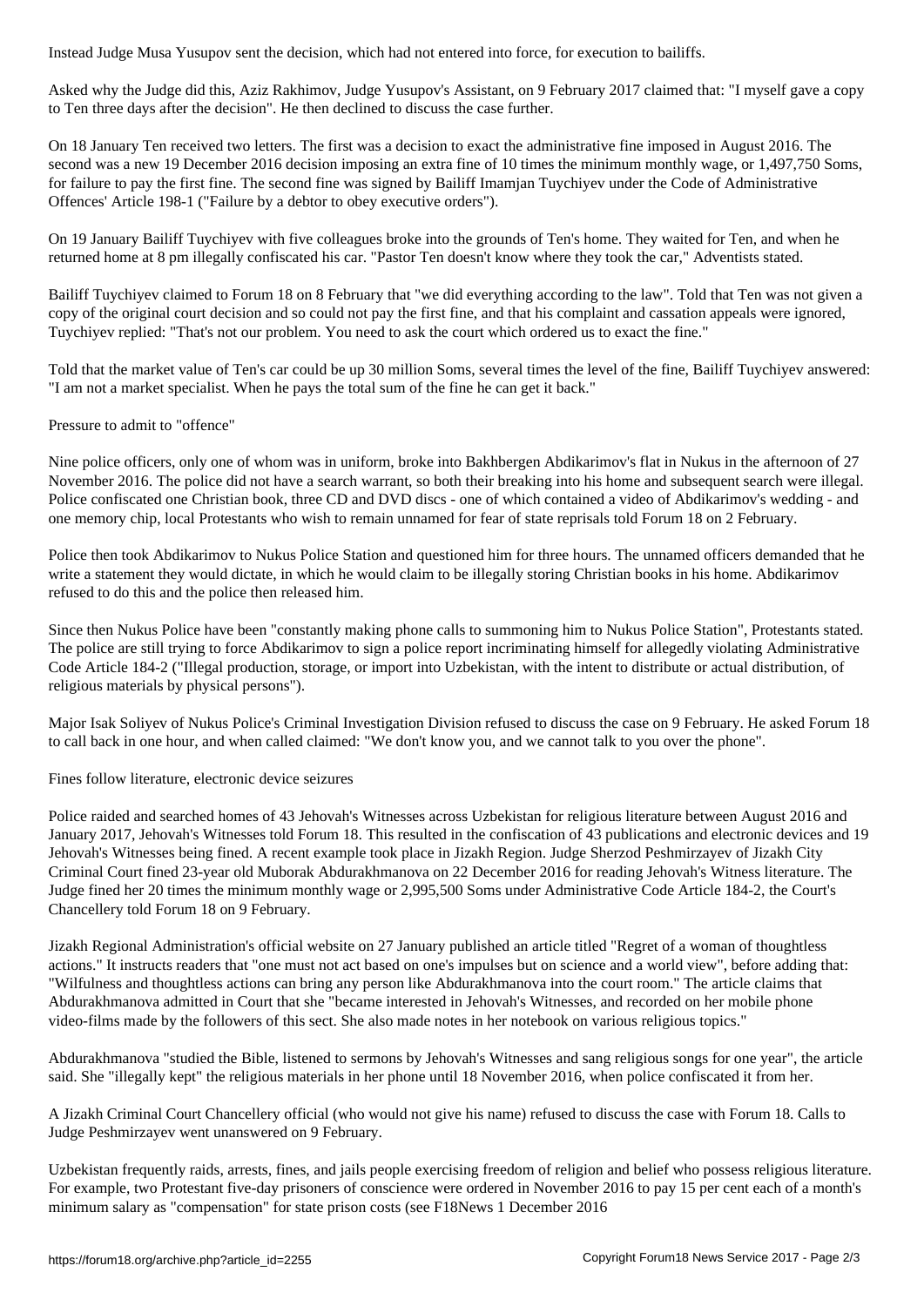Instead Judge Musa Yusupov sent the decision, which had not entered into force, for execution to bailiffs.

Asked why the Judge did this, Aziz Rakhimov, Judge Yusupov's Assistant, on 9 February 2017 claimed that: "I myself gave a copy to Ten three days after the decision". He then declined to discuss the case further.

On 18 January Ten received two letters. The first was a decision to exact the administrative fine imposed in August 2016. The second was a new 19 December 2016 decision imposing an extra fine of 10 times the minimum monthly wage, or 1,497,750 Soms, for failure to pay the first fine. The second fine was signed by Bailiff Imamjan Tuychiyev under the Code of Administrative Offences' Article 198-1 ("Failure by a debtor to obey executive orders").

On 19 January Bailiff Tuychiyev with five colleagues broke into the grounds of Ten's home. They waited for Ten, and when he returned home at 8 pm illegally confiscated his car. "Pastor Ten doesn't know where they took the car," Adventists stated.

Bailiff Tuychiyev claimed to Forum 18 on 8 February that "we did everything according to the law". Told that Ten was not given a copy of the original court decision and so could not pay the first fine, and that his complaint and cassation appeals were ignored, Tuychiyev replied: "That's not our problem. You need to ask the court which ordered us to exact the fine."

Told that the market value of Ten's car could be up 30 million Soms, several times the level of the fine, Bailiff Tuychiyev answered: "I am not a market specialist. When he pays the total sum of the fine he can get it back."

## Pressure to admit to "offence"

Nine police officers, only one of whom was in uniform, broke into Bakhbergen Abdikarimov's flat in Nukus in the afternoon of 27 November 2016. The police did not have a search warrant, so both their breaking into his home and subsequent search were illegal. Police confiscated one Christian book, three CD and DVD discs - one of which contained a video of Abdikarimov's wedding - and one memory chip, local Protestants who wish to remain unnamed for fear of state reprisals told Forum 18 on 2 February.

Police then took Abdikarimov to Nukus Police Station and questioned him for three hours. The unnamed officers demanded that he write a statement they would dictate, in which he would claim to be illegally storing Christian books in his home. Abdikarimov refused to do this and the police then released him.

Since then Nukus Police have been "constantly making phone calls to summoning him to Nukus Police Station", Protestants stated. The police are still trying to force Abdikarimov to sign a police report incriminating himself for allegedly violating Administrative Code Article 184-2 ("Illegal production, storage, or import into Uzbekistan, with the intent to distribute or actual distribution, of religious materials by physical persons").

Major Isak Soliyev of Nukus Police's Criminal Investigation Division refused to discuss the case on 9 February. He asked Forum 18 to call back in one hour, and when called claimed: "We don't know you, and we cannot talk to you over the phone".

## Fines follow literature, electronic device seizures

Police raided and searched homes of 43 Jehovah's Witnesses across Uzbekistan for religious literature between August 2016 and January 2017, Jehovah's Witnesses told Forum 18. This resulted in the confiscation of 43 publications and electronic devices and 19 Jehovah's Witnesses being fined. A recent example took place in Jizakh Region. Judge Sherzod Peshmirzayev of Jizakh City Criminal Court fined 23-year old Muborak Abdurakhmanova on 22 December 2016 for reading Jehovah's Witness literature. The Judge fined her 20 times the minimum monthly wage or 2,995,500 Soms under Administrative Code Article 184-2, the Court's Chancellery told Forum 18 on 9 February.

Jizakh Regional Administration's official website on 27 January published an article titled "Regret of a woman of thoughtless actions." It instructs readers that "one must not act based on one's impulses but on science and a world view", before adding that: "Wilfulness and thoughtless actions can bring any person like Abdurakhmanova into the court room." The article claims that Abdurakhmanova admitted in Court that she "became interested in Jehovah's Witnesses, and recorded on her mobile phone video-films made by the followers of this sect. She also made notes in her notebook on various religious topics."

Abdurakhmanova "studied the Bible, listened to sermons by Jehovah's Witnesses and sang religious songs for one year", the article said. She "illegally kept" the religious materials in her phone until 18 November 2016, when police confiscated it from her.

A Jizakh Criminal Court Chancellery official (who would not give his name) refused to discuss the case with Forum 18. Calls to Judge Peshmirzayev went unanswered on 9 February.

Uzbekistan frequently raids, arrests, fines, and jails people exercising freedom of religion and belief who possess religious literature. For example, two Protestant five-day prisoners of conscience were ordered in November 2016 to pay 15 per cent each of a month's minimum salary as "compensation" for state prison costs (see F18News 1 December 2016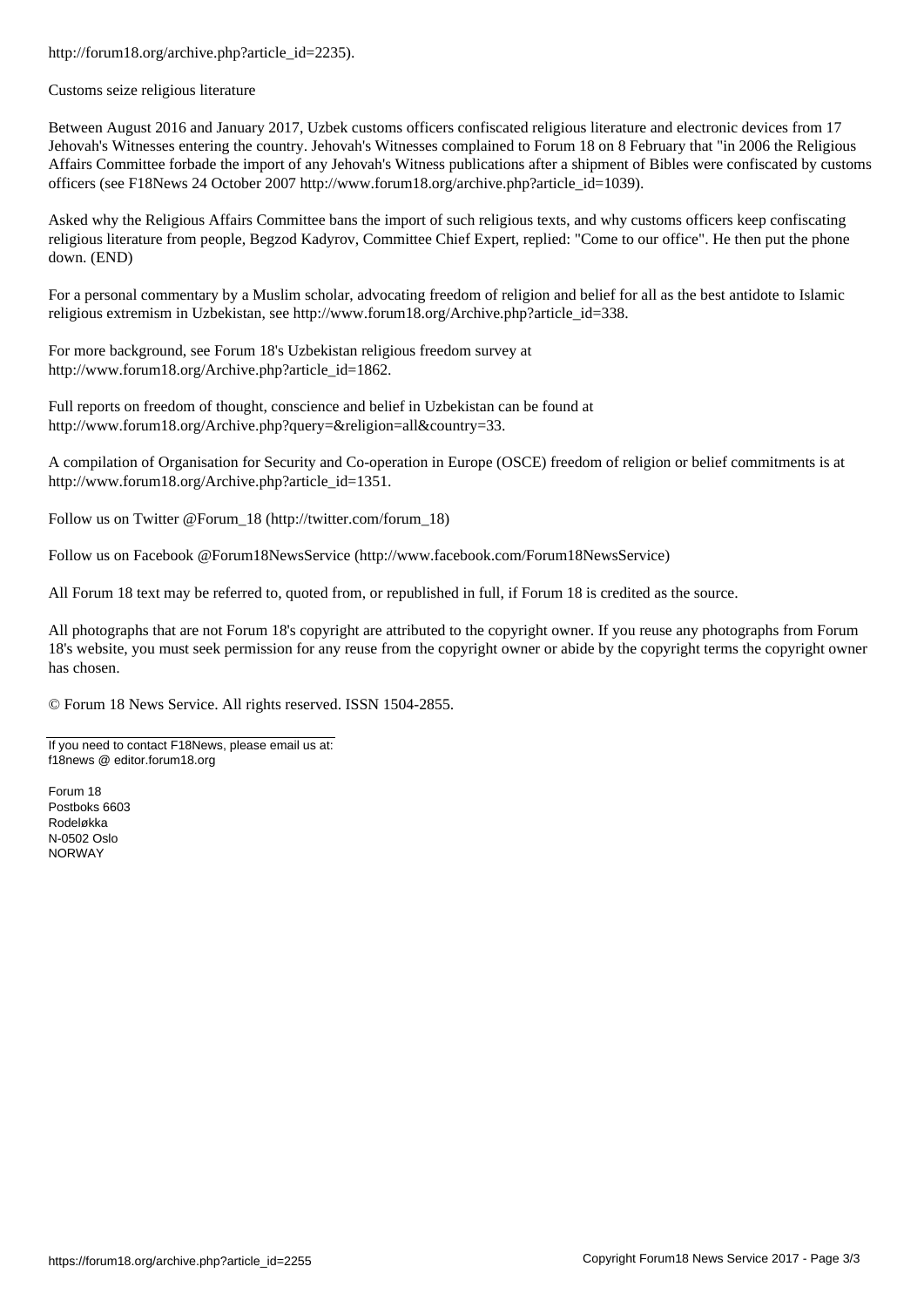http://forum18.org/archive.php?article_id=2235).

## Customs seize religious literature

Between August 2016 and January 2017, Uzbek customs officers confiscated religious literature and electronic devices from 17 Jehovah's Witnesses entering the country. Jehovah's Witnesses complained to Forum 18 on 8 February that "in 2006 the Religious Affairs Committee forbade the import of any Jehovah's Witness publications after a shipment of Bibles were confiscated by customs officers (see F18News 24 October 2007 http://www.forum18.org/archive.php?article_id=1039).

Asked why the Religious Affairs Committee bans the import of such religious texts, and why customs officers keep confiscating religious literature from people, Begzod Kadyrov, Committee Chief Expert, replied: "Come to our office". He then put the phone down. (END)

For a personal commentary by a Muslim scholar, advocating freedom of religion and belief for all as the best antidote to Islamic religious extremism in Uzbekistan, see http://www.forum18.org/Archive.php?article_id=338.

For more background, see Forum 18's Uzbekistan religious freedom survey at http://www.forum18.org/Archive.php?article_id=1862.

Full reports on freedom of thought, conscience and belief in Uzbekistan can be found at http://www.forum18.org/Archive.php?query=&religion=all&country=33.

A compilation of Organisation for Security and Co-operation in Europe (OSCE) freedom of religion or belief commitments is at http://www.forum18.org/Archive.php?article_id=1351.

Follow us on Twitter @Forum_18 (http://twitter.com/forum_18)

Follow us on Facebook @Forum18NewsService (http://www.facebook.com/Forum18NewsService)

All Forum 18 text may be referred to, quoted from, or republished in full, if Forum 18 is credited as the source.

All photographs that are not Forum 18's copyright are attributed to the copyright owner. If you reuse any photographs from Forum 18's website, you must seek permission for any reuse from the copyright owner or abide by the copyright terms the copyright owner has chosen.

© Forum 18 News Service. All rights reserved. ISSN 1504-2855.

---

If you need to contact F18News, please email us at:
f18news @ editor.forum18.org

Forum 18
Postboks 6603
Rodeløkka
N-0502 Oslo
NORWAY